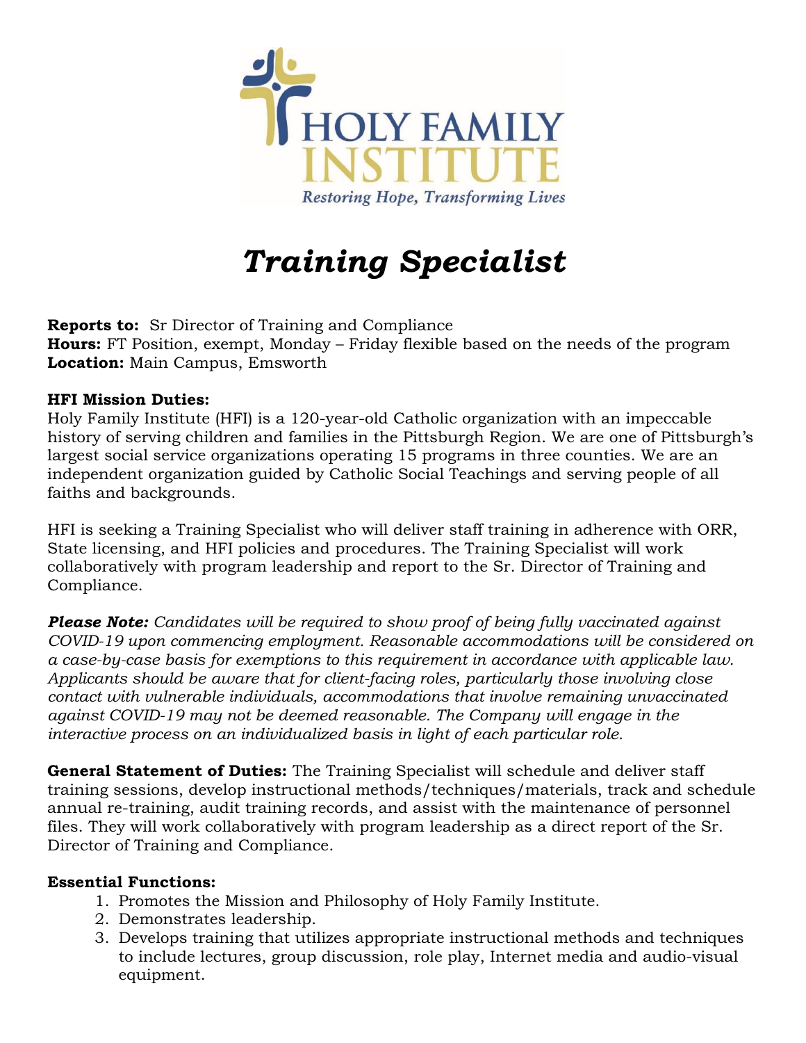HOLY FAMILY INSTITUTE

*Restoring Hope, Transforming Lives*

# *Training Specialist*

**Reports to:** Sr Director of Training and Compliance
**Hours:** FT Position, exempt, Monday – Friday flexible based on the needs of the program
**Location:** Main Campus, Emsworth

**HFI Mission Duties:**
Holy Family Institute (HFI) is a 120-year-old Catholic organization with an impeccable history of serving children and families in the Pittsburgh Region. We are one of Pittsburgh's largest social service organizations operating 15 programs in three counties. We are an independent organization guided by Catholic Social Teachings and serving people of all faiths and backgrounds.

HFI is seeking a Training Specialist who will deliver staff training in adherence with ORR, State licensing, and HFI policies and procedures. The Training Specialist will work collaboratively with program leadership and report to the Sr. Director of Training and Compliance.

***Please Note:*** *Candidates will be required to show proof of being fully vaccinated against COVID-19 upon commencing employment. Reasonable accommodations will be considered on a case-by-case basis for exemptions to this requirement in accordance with applicable law. Applicants should be aware that for client-facing roles, particularly those involving close contact with vulnerable individuals, accommodations that involve remaining unvaccinated against COVID-19 may not be deemed reasonable. The Company will engage in the interactive process on an individualized basis in light of each particular role.*

**General Statement of Duties:** The Training Specialist will schedule and deliver staff training sessions, develop instructional methods/techniques/materials, track and schedule annual re-training, audit training records, and assist with the maintenance of personnel files. They will work collaboratively with program leadership as a direct report of the Sr. Director of Training and Compliance.

**Essential Functions:**

1. Promotes the Mission and Philosophy of Holy Family Institute.
2. Demonstrates leadership.
3. Develops training that utilizes appropriate instructional methods and techniques to include lectures, group discussion, role play, Internet media and audio-visual equipment.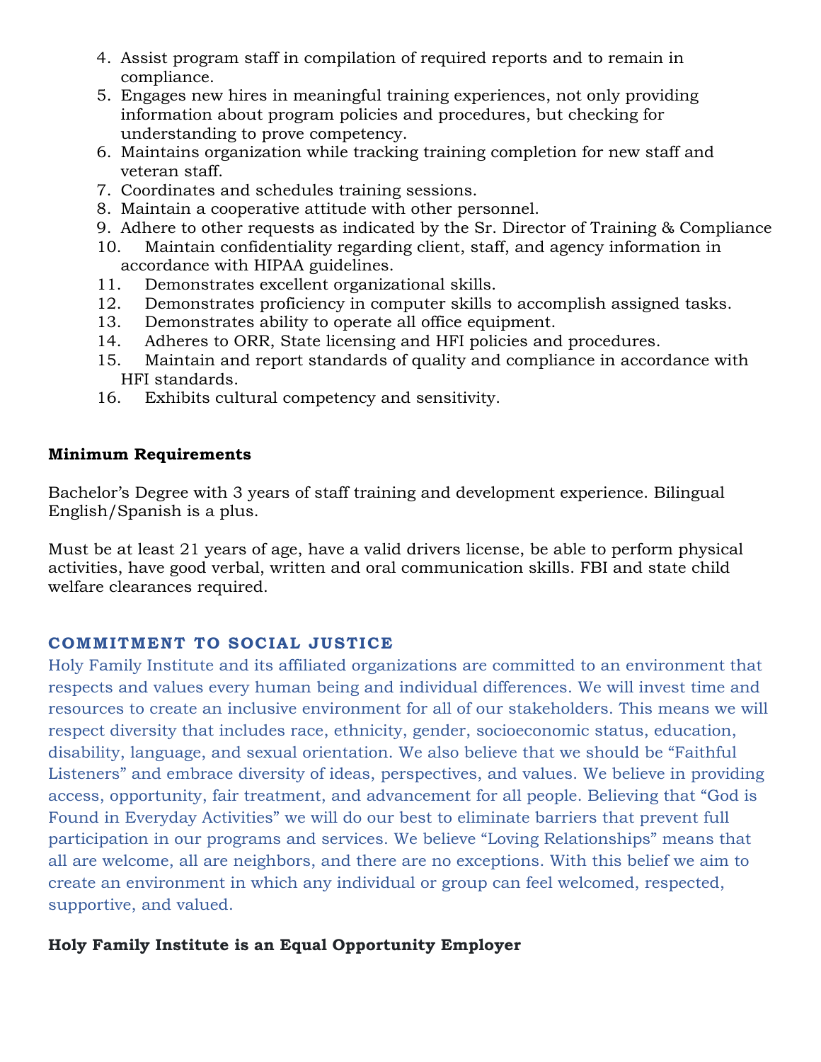4. Assist program staff in compilation of required reports and to remain in compliance.
5. Engages new hires in meaningful training experiences, not only providing information about program policies and procedures, but checking for understanding to prove competency.
6. Maintains organization while tracking training completion for new staff and veteran staff.
7. Coordinates and schedules training sessions.
8. Maintain a cooperative attitude with other personnel.
9. Adhere to other requests as indicated by the Sr. Director of Training & Compliance
10. Maintain confidentiality regarding client, staff, and agency information in accordance with HIPAA guidelines.
11. Demonstrates excellent organizational skills.
12. Demonstrates proficiency in computer skills to accomplish assigned tasks.
13. Demonstrates ability to operate all office equipment.
14. Adheres to ORR, State licensing and HFI policies and procedures.
15. Maintain and report standards of quality and compliance in accordance with HFI standards.
16. Exhibits cultural competency and sensitivity.

**Minimum Requirements**

Bachelor's Degree with 3 years of staff training and development experience. Bilingual English/Spanish is a plus.

Must be at least 21 years of age, have a valid drivers license, be able to perform physical activities, have good verbal, written and oral communication skills. FBI and state child welfare clearances required.

## COMMITMENT TO SOCIAL JUSTICE

Holy Family Institute and its affiliated organizations are committed to an environment that respects and values every human being and individual differences. We will invest time and resources to create an inclusive environment for all of our stakeholders. This means we will respect diversity that includes race, ethnicity, gender, socioeconomic status, education, disability, language, and sexual orientation. We also believe that we should be "Faithful Listeners" and embrace diversity of ideas, perspectives, and values. We believe in providing access, opportunity, fair treatment, and advancement for all people. Believing that "God is Found in Everyday Activities" we will do our best to eliminate barriers that prevent full participation in our programs and services. We believe "Loving Relationships" means that all are welcome, all are neighbors, and there are no exceptions. With this belief we aim to create an environment in which any individual or group can feel welcomed, respected, supportive, and valued.

**Holy Family Institute is an Equal Opportunity Employer**